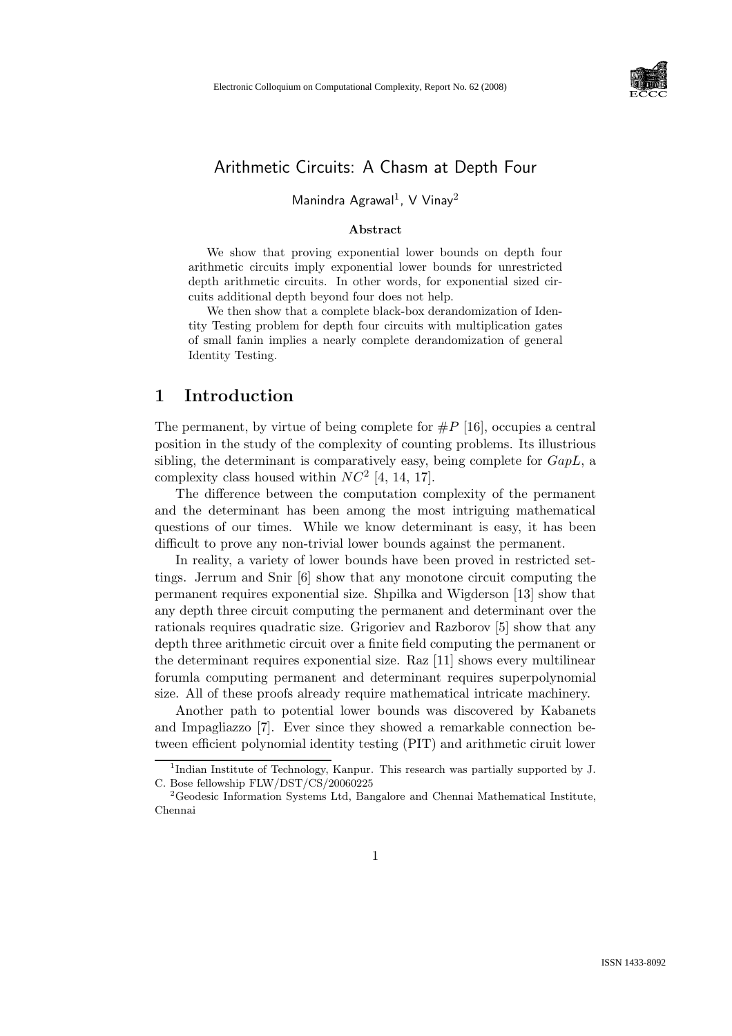# Arithmetic Circuits: A Chasm at Depth Four

Manindra Agrawal[1], V Vinay[2]

### Abstract

We show that proving exponential lower bounds on depth four arithmetic circuits imply exponential lower bounds for unrestricted depth arithmetic circuits. In other words, for exponential sized circuits additional depth beyond four does not help.

We then show that a complete black-box derandomization of Identity Testing problem for depth four circuits with multiplication gates of small fanin implies a nearly complete derandomization of general Identity Testing.

## 1 Introduction

The permanent, by virtue of being complete for $\#P$ [16], occupies a central position in the study of the complexity of counting problems. Its illustrious sibling, the determinant is comparatively easy, being complete for $GapL$, a complexity class housed within $NC^2$ [4, 14, 17].

The difference between the computation complexity of the permanent and the determinant has been among the most intriguing mathematical questions of our times. While we know determinant is easy, it has been difficult to prove any non-trivial lower bounds against the permanent.

In reality, a variety of lower bounds have been proved in restricted settings. Jerrum and Snir [6] show that any monotone circuit computing the permanent requires exponential size. Shpilka and Wigderson [13] show that any depth three circuit computing the permanent and determinant over the rationals requires quadratic size. Grigoriev and Razborov [5] show that any depth three arithmetic circuit over a finite field computing the permanent or the determinant requires exponential size. Raz [11] shows every multilinear forumla computing permanent and determinant requires superpolynomial size. All of these proofs already require mathematical intricate machinery.

Another path to potential lower bounds was discovered by Kabanets and Impagliazzo [7]. Ever since they showed a remarkable connection between efficient polynomial identity testing (PIT) and arithmetic ciruit lower

---

[1] Indian Institute of Technology, Kanpur. This research was partially supported by J. C. Bose fellowship FLW/DST/CS/20060225

[2] Geodesic Information Systems Ltd, Bangalore and Chennai Mathematical Institute, Chennai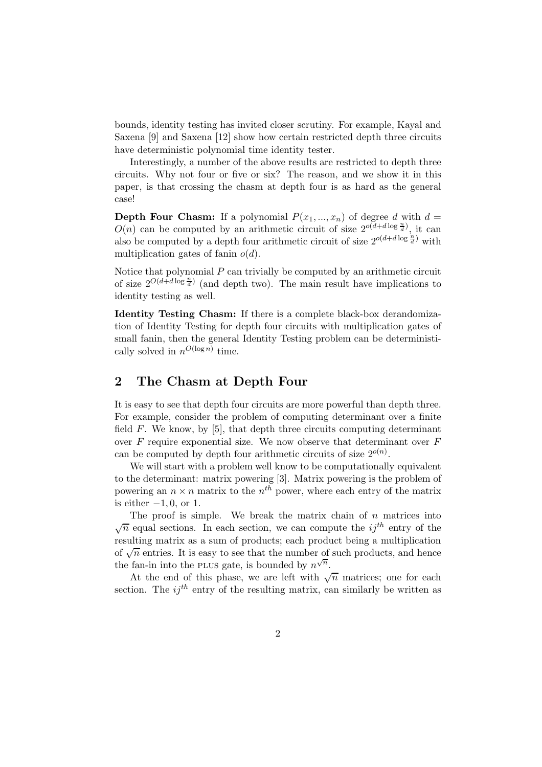bounds, identity testing has invited closer scrutiny. For example, Kayal and Saxena [9] and Saxena [12] show how certain restricted depth three circuits have deterministic polynomial time identity tester.

Interestingly, a number of the above results are restricted to depth three circuits. Why not four or five or six? The reason, and we show it in this paper, is that crossing the chasm at depth four is as hard as the general case!

**Depth Four Chasm:** If a polynomial $P(x_1, ..., x_n)$ of degree $d$ with $d = O(n)$ can be computed by an arithmetic circuit of size $2^{o(d+d\log\frac{n}{d})}$, it can also be computed by a depth four arithmetic circuit of size $2^{o(d+d\log\frac{n}{d})}$ with multiplication gates of fanin $o(d)$.

Notice that polynomial $P$ can trivially be computed by an arithmetic circuit of size $2^{O(d+d\log\frac{n}{d})}$ (and depth two). The main result have implications to identity testing as well.

**Identity Testing Chasm:** If there is a complete black-box derandomization of Identity Testing for depth four circuits with multiplication gates of small fanin, then the general Identity Testing problem can be deterministically solved in $n^{O(\log n)}$ time.

## 2 The Chasm at Depth Four

It is easy to see that depth four circuits are more powerful than depth three. For example, consider the problem of computing determinant over a finite field $F$. We know, by [5], that depth three circuits computing determinant over $F$ require exponential size. We now observe that determinant over $F$ can be computed by depth four arithmetic circuits of size $2^{o(n)}$.

We will start with a problem well know to be computationally equivalent to the determinant: matrix powering [3]. Matrix powering is the problem of powering an $n \times n$ matrix to the $n^{th}$ power, where each entry of the matrix is either $-1, 0$, or $1$.

The proof is simple. We break the matrix chain of $n$ matrices into $\sqrt{n}$ equal sections. In each section, we can compute the $ij^{th}$ entry of the resulting matrix as a sum of products; each product being a multiplication of $\sqrt{n}$ entries. It is easy to see that the number of such products, and hence the fan-in into the PLUS gate, is bounded by $n^{\sqrt{n}}$.

At the end of this phase, we are left with $\sqrt{n}$ matrices; one for each section. The $ij^{th}$ entry of the resulting matrix, can similarly be written as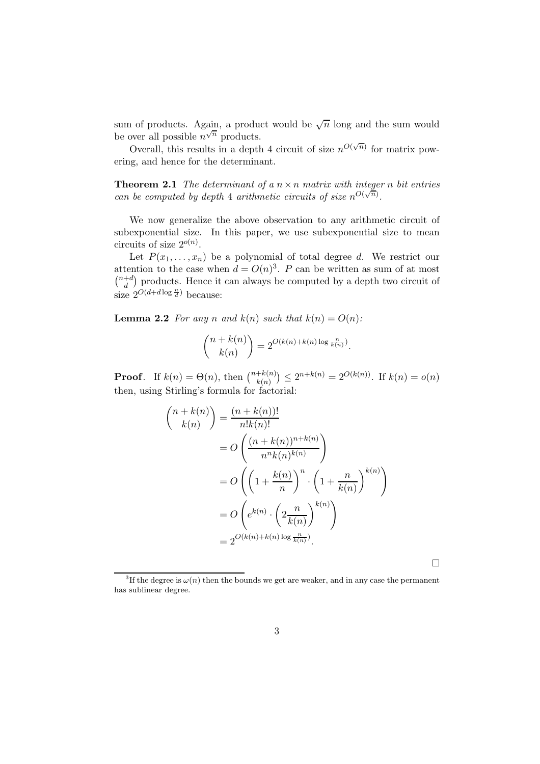sum of products. Again, a product would be $\sqrt{n}$ long and the sum would be over all possible $n^{\sqrt{n}}$ products.

Overall, this results in a depth 4 circuit of size $n^{O(\sqrt{n})}$ for matrix powering, and hence for the determinant.

**Theorem 2.1** *The determinant of a $n \times n$ matrix with integer $n$ bit entries can be computed by depth 4 arithmetic circuits of size $n^{O(\sqrt{n})}$.*

We now generalize the above observation to any arithmetic circuit of subexponential size. In this paper, we use subexponential size to mean circuits of size $2^{o(n)}$.

Let $P(x_1, \ldots, x_n)$ be a polynomial of total degree $d$. We restrict our attention to the case when $d = O(n)$[3]. $P$ can be written as sum of at most $\binom{n+d}{d}$ products. Hence it can always be computed by a depth two circuit of size $2^{O(d + d \log \frac{n}{d})}$ because:

**Lemma 2.2** *For any $n$ and $k(n)$ such that $k(n) = O(n)$:*

$$\binom{n+k(n)}{k(n)} = 2^{O(k(n) + k(n) \log \frac{n}{k(n)})}.$$

**Proof**. If $k(n) = \Theta(n)$, then $\binom{n+k(n)}{k(n)} \leq 2^{n+k(n)} = 2^{O(k(n))}$. If $k(n) = o(n)$ then, using Stirling's formula for factorial:

$$\begin{aligned}
\binom{n+k(n)}{k(n)} &= \frac{(n+k(n))!}{n!k(n)!} \\
&= O\left(\frac{(n+k(n))^{n+k(n)}}{n^n k(n)^{k(n)}}\right) \\
&= O\left(\left(1 + \frac{k(n)}{n}\right)^n \cdot \left(1 + \frac{n}{k(n)}\right)^{k(n)}\right) \\
&= O\left(e^{k(n)} \cdot \left(2\frac{n}{k(n)}\right)^{k(n)}\right) \\
&= 2^{O(k(n) + k(n) \log \frac{n}{k(n)})}.
\end{aligned}$$

□

[3] If the degree is $\omega(n)$ then the bounds we get are weaker, and in any case the permanent has sublinear degree.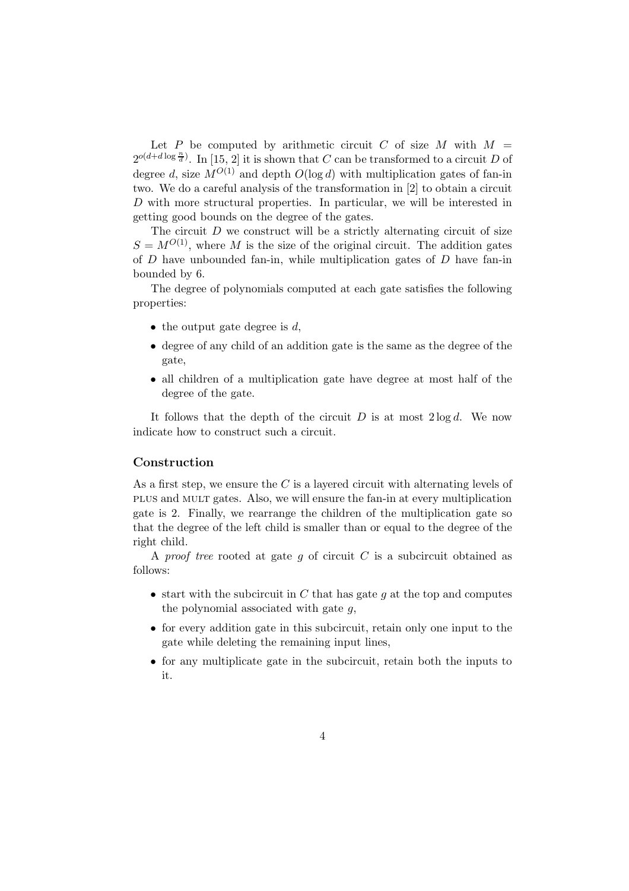Let $P$ be computed by arithmetic circuit $C$ of size $M$ with $M = 2^{o(d+d\log\frac{n}{d})}$. In [15, 2] it is shown that $C$ can be transformed to a circuit $D$ of degree $d$, size $M^{O(1)}$ and depth $O(\log d)$ with multiplication gates of fan-in two. We do a careful analysis of the transformation in [2] to obtain a circuit $D$ with more structural properties. In particular, we will be interested in getting good bounds on the degree of the gates.

The circuit $D$ we construct will be a strictly alternating circuit of size $S = M^{O(1)}$, where $M$ is the size of the original circuit. The addition gates of $D$ have unbounded fan-in, while multiplication gates of $D$ have fan-in bounded by 6.

The degree of polynomials computed at each gate satisfies the following properties:

- the output gate degree is $d$,
- degree of any child of an addition gate is the same as the degree of the gate,
- all children of a multiplication gate have degree at most half of the degree of the gate.

It follows that the depth of the circuit $D$ is at most $2\log d$. We now indicate how to construct such a circuit.

### Construction

As a first step, we ensure the $C$ is a layered circuit with alternating levels of PLUS and MULT gates. Also, we will ensure the fan-in at every multiplication gate is 2. Finally, we rearrange the children of the multiplication gate so that the degree of the left child is smaller than or equal to the degree of the right child.

A *proof tree* rooted at gate $g$ of circuit $C$ is a subcircuit obtained as follows:

- start with the subcircuit in $C$ that has gate $g$ at the top and computes the polynomial associated with gate $g$,
- for every addition gate in this subcircuit, retain only one input to the gate while deleting the remaining input lines,
- for any multiplicate gate in the subcircuit, retain both the inputs to it.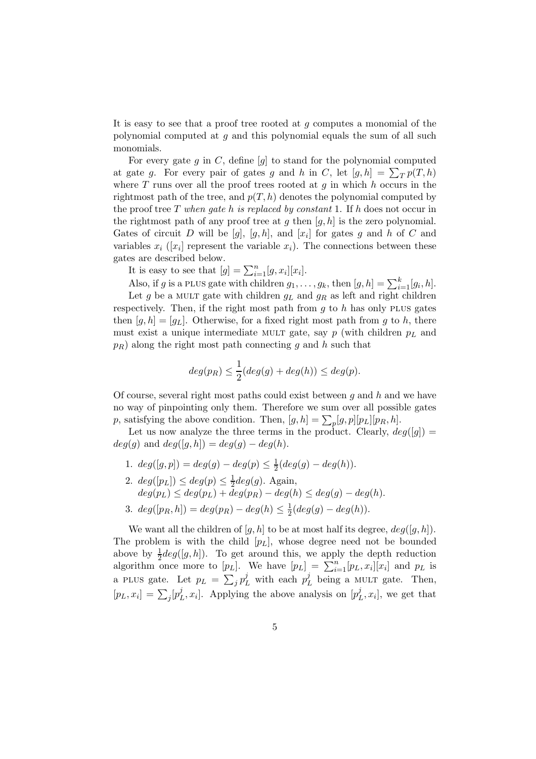It is easy to see that a proof tree rooted at $g$ computes a monomial of the polynomial computed at $g$ and this polynomial equals the sum of all such monomials.

For every gate $g$ in $C$, define $[g]$ to stand for the polynomial computed at gate $g$. For every pair of gates $g$ and $h$ in $C$, let $[g,h] = \sum_T p(T,h)$ where $T$ runs over all the proof trees rooted at $g$ in which $h$ occurs in the rightmost path of the tree, and $p(T,h)$ denotes the polynomial computed by the proof tree $T$ *when gate* $h$ *is replaced by constant* 1. If $h$ does not occur in the rightmost path of any proof tree at $g$ then $[g,h]$ is the zero polynomial. Gates of circuit $D$ will be $[g]$, $[g,h]$, and $[x_i]$ for gates $g$ and $h$ of $C$ and variables $x_i$ ($[x_i]$ represent the variable $x_i$). The connections between these gates are described below.

It is easy to see that $[g] = \sum_{i=1}^{n}[g,x_i][x_i]$.

Also, if $g$ is a PLUS gate with children $g_1,\ldots,g_k$, then $[g,h] = \sum_{i=1}^{k}[g_i,h]$.

Let $g$ be a MULT gate with children $g_L$ and $g_R$ as left and right children respectively. Then, if the right most path from $g$ to $h$ has only PLUS gates then $[g,h] = [g_L]$. Otherwise, for a fixed right most path from $g$ to $h$, there must exist a unique intermediate MULT gate, say $p$ (with children $p_L$ and $p_R$) along the right most path connecting $g$ and $h$ such that

$$deg(p_R) \leq \frac{1}{2}(deg(g) + deg(h)) \leq deg(p).$$

Of course, several right most paths could exist between $g$ and $h$ and we have no way of pinpointing only them. Therefore we sum over all possible gates $p$, satisfying the above condition. Then, $[g,h] = \sum_p [g,p][p_L][p_R,h]$.

Let us now analyze the three terms in the product. Clearly, $deg([g]) = deg(g)$ and $deg([g,h]) = deg(g) - deg(h)$.

1. $deg([g,p]) = deg(g) - deg(p) \leq \frac{1}{2}(deg(g) - deg(h))$.
2. $deg([p_L]) \leq deg(p) \leq \frac{1}{2}deg(g)$. Again,
   $deg(p_L) \leq deg(p_L) + deg(p_R) - deg(h) \leq deg(g) - deg(h)$.
3. $deg([p_R,h]) = deg(p_R) - deg(h) \leq \frac{1}{2}(deg(g) - deg(h))$.

We want all the children of $[g,h]$ to be at most half its degree, $deg([g,h])$. The problem is with the child $[p_L]$, whose degree need not be bounded above by $\frac{1}{2}deg([g,h])$. To get around this, we apply the depth reduction algorithm once more to $[p_L]$. We have $[p_L] = \sum_{i=1}^{n}[p_L,x_i][x_i]$ and $p_L$ is a PLUS gate. Let $p_L = \sum_j p_L^j$ with each $p_L^j$ being a MULT gate. Then, $[p_L,x_i] = \sum_j [p_L^j,x_i]$. Applying the above analysis on $[p_L^j,x_i]$, we get that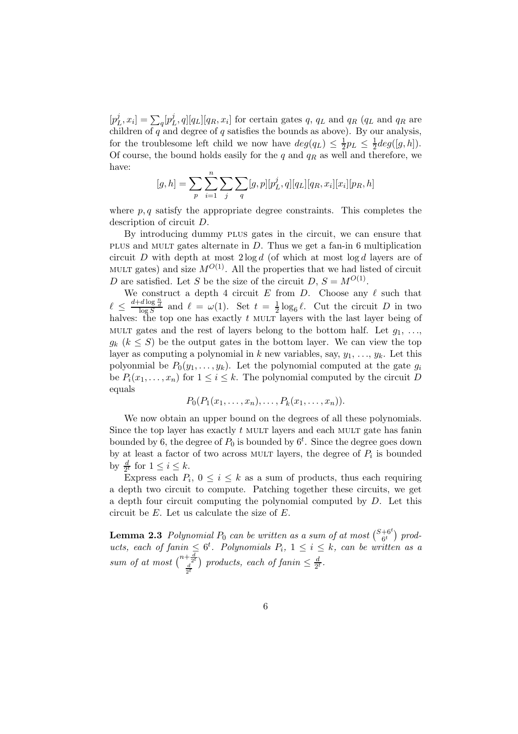$[p_L^j, x_i] = \sum_q [p_L^j, q][q_L][q_R, x_i]$ for certain gates $q$, $q_L$ and $q_R$ ($q_L$ and $q_R$ are children of $q$ and degree of $q$ satisfies the bounds as above). By our analysis, for the troublesome left child we now have $deg(q_L) \leq \frac{1}{2}p_L \leq \frac{1}{2}deg([g,h])$. Of course, the bound holds easily for the $q$ and $q_R$ as well and therefore, we have:

$$[g,h] = \sum_p \sum_{i=1}^{n} \sum_j \sum_q [g,p][p_L^j, q][q_L][q_R, x_i][x_i][p_R, h]$$

where $p, q$ satisfy the appropriate degree constraints. This completes the description of circuit $D$.

By introducing dummy PLUS gates in the circuit, we can ensure that PLUS and MULT gates alternate in $D$. Thus we get a fan-in 6 multiplication circuit $D$ with depth at most $2 \log d$ (of which at most $\log d$ layers are of MULT gates) and size $M^{O(1)}$. All the properties that we had listed of circuit $D$ are satisfied. Let $S$ be the size of the circuit $D$, $S = M^{O(1)}$.

We construct a depth 4 circuit $E$ from $D$. Choose any $\ell$ such that $\ell \leq \frac{d + d \log \frac{n}{d}}{\log S}$ and $\ell = \omega(1)$. Set $t = \frac{1}{2}\log_6 \ell$. Cut the circuit $D$ in two halves: the top one has exactly $t$ MULT layers with the last layer being of MULT gates and the rest of layers belong to the bottom half. Let $g_1, \ldots, g_k$ ($k \leq S$) be the output gates in the bottom layer. We can view the top layer as computing a polynomial in $k$ new variables, say, $y_1, \ldots, y_k$. Let this polyonmial be $P_0(y_1, \ldots, y_k)$. Let the polynomial computed at the gate $g_i$ be $P_i(x_1, \ldots, x_n)$ for $1 \leq i \leq k$. The polynomial computed by the circuit $D$ equals

$$P_0(P_1(x_1, \ldots, x_n), \ldots, P_k(x_1, \ldots, x_n)).$$

We now obtain an upper bound on the degrees of all these polynomials. Since the top layer has exactly $t$ MULT layers and each MULT gate has fanin bounded by 6, the degree of $P_0$ is bounded by $6^t$. Since the degree goes down by at least a factor of two across MULT layers, the degree of $P_i$ is bounded by $\frac{d}{2^t}$ for $1 \leq i \leq k$.

Express each $P_i$, $0 \leq i \leq k$ as a sum of products, thus each requiring a depth two circuit to compute. Patching together these circuits, we get a depth four circuit computing the polynomial computed by $D$. Let this circuit be $E$. Let us calculate the size of $E$.

**Lemma 2.3** *Polynomial $P_0$ can be written as a sum of at most $\binom{S+6^t}{6^t}$ products, each of fanin $\leq 6^t$. Polynomials $P_i$, $1 \leq i \leq k$, can be written as a sum of at most $\binom{n+\frac{d}{2^t}}{\frac{d}{2^t}}$ products, each of fanin $\leq \frac{d}{2^t}$.*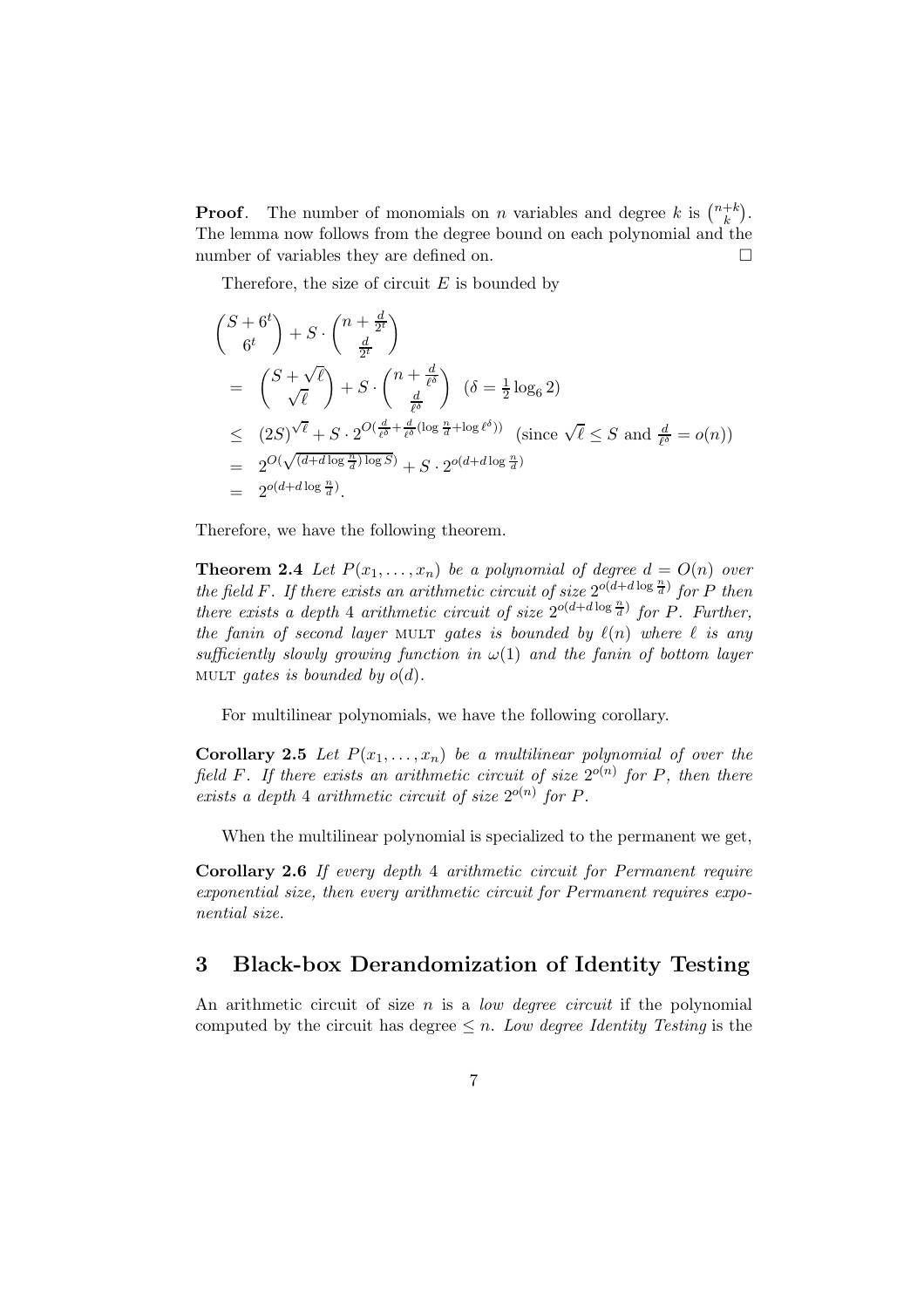**Proof**. The number of monomials on $n$ variables and degree $k$ is $\binom{n+k}{k}$. The lemma now follows from the degree bound on each polynomial and the number of variables they are defined on. $\square$

Therefore, the size of circuit $E$ is bounded by

$$
\begin{aligned}
&\binom{S+6^t}{6^t} + S \cdot \binom{n + \frac{d}{2^t}}{\frac{d}{2^t}} \\
&= \binom{S+\sqrt{\ell}}{\sqrt{\ell}} + S \cdot \binom{n + \frac{d}{\ell^\delta}}{\frac{d}{\ell^\delta}} \quad (\delta = \tfrac{1}{2}\log_6 2) \\
&\leq (2S)^{\sqrt{\ell}} + S \cdot 2^{O(\frac{d}{\ell^\delta} + \frac{d}{\ell^\delta}(\log\frac{n}{d} + \log \ell^\delta))} \quad (\text{since } \sqrt{\ell} \leq S \text{ and } \tfrac{d}{\ell^\delta} = o(n)) \\
&= 2^{O(\sqrt{(d + d\log\frac{n}{d})\log S})} + S \cdot 2^{o(d + d\log\frac{n}{d})} \\
&= 2^{o(d + d\log\frac{n}{d})}.
\end{aligned}
$$

Therefore, we have the following theorem.

**Theorem 2.4** *Let $P(x_1, \ldots, x_n)$ be a polynomial of degree $d = O(n)$ over the field $F$. If there exists an arithmetic circuit of size $2^{o(d + d\log\frac{n}{d})}$ for $P$ then there exists a depth 4 arithmetic circuit of size $2^{o(d + d\log\frac{n}{d})}$ for $P$. Further, the fanin of second layer* MULT *gates is bounded by $\ell(n)$ where $\ell$ is any sufficiently slowly growing function in $\omega(1)$ and the fanin of bottom layer* MULT *gates is bounded by $o(d)$.*

For multilinear polynomials, we have the following corollary.

**Corollary 2.5** *Let $P(x_1, \ldots, x_n)$ be a multilinear polynomial of over the field $F$. If there exists an arithmetic circuit of size $2^{o(n)}$ for $P$, then there exists a depth 4 arithmetic circuit of size $2^{o(n)}$ for $P$.*

When the multilinear polynomial is specialized to the permanent we get,

**Corollary 2.6** *If every depth 4 arithmetic circuit for Permanent require exponential size, then every arithmetic circuit for Permanent requires exponential size.*

## 3 Black-box Derandomization of Identity Testing

An arithmetic circuit of size $n$ is a *low degree circuit* if the polynomial computed by the circuit has degree $\leq n$. *Low degree Identity Testing* is the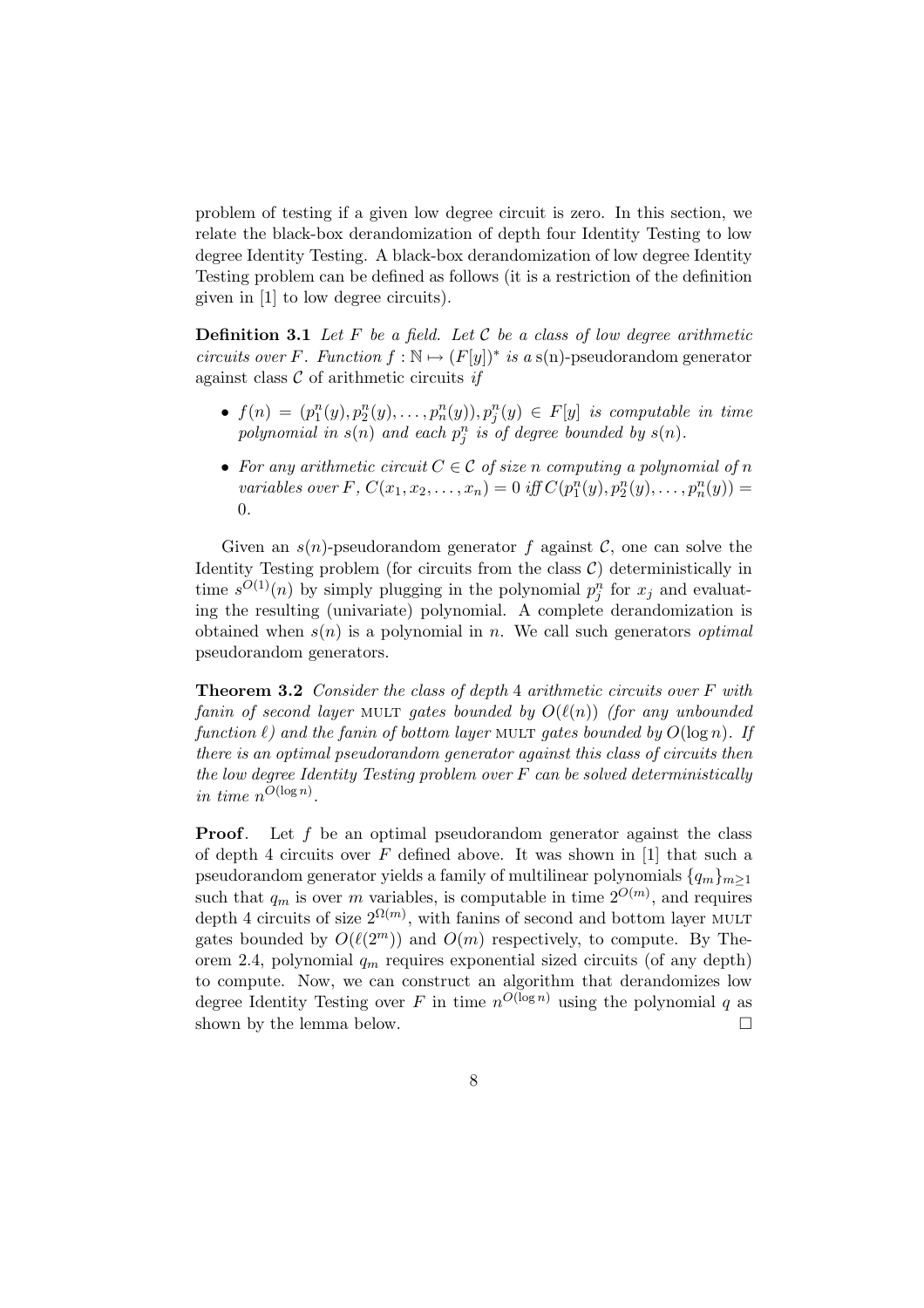problem of testing if a given low degree circuit is zero. In this section, we relate the black-box derandomization of depth four Identity Testing to low degree Identity Testing. A black-box derandomization of low degree Identity Testing problem can be defined as follows (it is a restriction of the definition given in [1] to low degree circuits).

**Definition 3.1** *Let $F$ be a field. Let $\mathcal{C}$ be a class of low degree arithmetic circuits over $F$. Function $f : \mathbb{N} \mapsto (F[y])^*$ is a* s(n)-pseudorandom generator *against class $\mathcal{C}$ of arithmetic circuits if*

- *$f(n) = (p_1^n(y), p_2^n(y), \ldots, p_n^n(y)), p_j^n(y) \in F[y]$ is computable in time polynomial in $s(n)$ and each $p_j^n$ is of degree bounded by $s(n)$.*
- *For any arithmetic circuit $C \in \mathcal{C}$ of size $n$ computing a polynomial of $n$ variables over $F$, $C(x_1, x_2, \ldots, x_n) = 0$ iff $C(p_1^n(y), p_2^n(y), \ldots, p_n^n(y)) = 0$.*

Given an $s(n)$-pseudorandom generator $f$ against $\mathcal{C}$, one can solve the Identity Testing problem (for circuits from the class $\mathcal{C}$) deterministically in time $s^{O(1)}(n)$ by simply plugging in the polynomial $p_j^n$ for $x_j$ and evaluating the resulting (univariate) polynomial. A complete derandomization is obtained when $s(n)$ is a polynomial in $n$. We call such generators *optimal* pseudorandom generators.

**Theorem 3.2** *Consider the class of depth 4 arithmetic circuits over $F$ with fanin of second layer* MULT *gates bounded by $O(\ell(n))$ (for any unbounded function $\ell$) and the fanin of bottom layer* MULT *gates bounded by $O(\log n)$. If there is an optimal pseudorandom generator against this class of circuits then the low degree Identity Testing problem over $F$ can be solved deterministically in time $n^{O(\log n)}$.*

**Proof**. Let $f$ be an optimal pseudorandom generator against the class of depth 4 circuits over $F$ defined above. It was shown in [1] that such a pseudorandom generator yields a family of multilinear polynomials $\{q_m\}_{m \geq 1}$ such that $q_m$ is over $m$ variables, is computable in time $2^{O(m)}$, and requires depth 4 circuits of size $2^{\Omega(m)}$, with fanins of second and bottom layer MULT gates bounded by $O(\ell(2^m))$ and $O(m)$ respectively, to compute. By Theorem 2.4, polynomial $q_m$ requires exponential sized circuits (of any depth) to compute. Now, we can construct an algorithm that derandomizes low degree Identity Testing over $F$ in time $n^{O(\log n)}$ using the polynomial $q$ as shown by the lemma below. □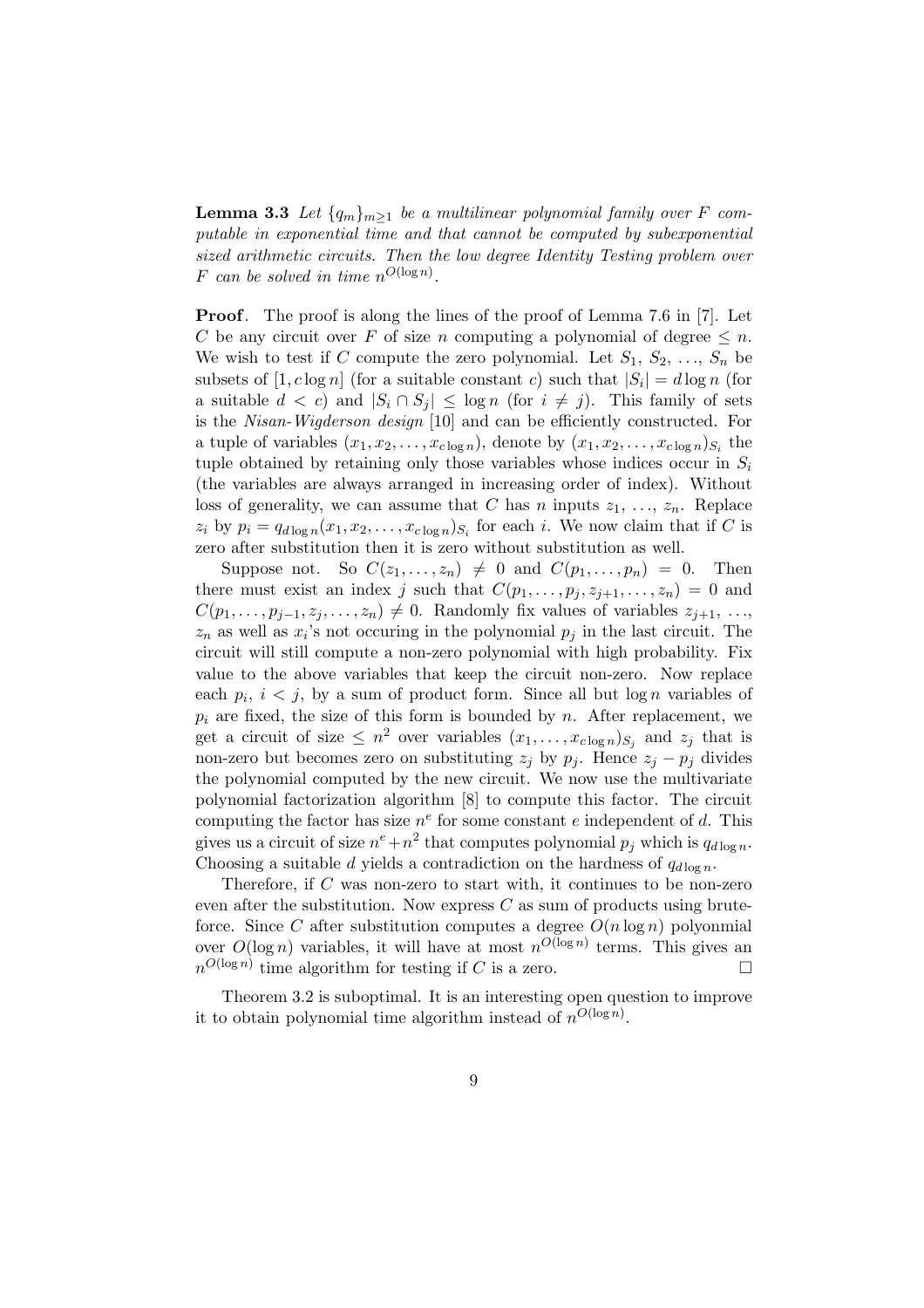**Lemma 3.3** *Let $\{q_m\}_{m \geq 1}$ be a multilinear polynomial family over $F$ computable in exponential time and that cannot be computed by subexponential sized arithmetic circuits. Then the low degree Identity Testing problem over $F$ can be solved in time $n^{O(\log n)}$.*

**Proof**. The proof is along the lines of the proof of Lemma 7.6 in [7]. Let $C$ be any circuit over $F$ of size $n$ computing a polynomial of degree $\leq n$. We wish to test if $C$ compute the zero polynomial. Let $S_1$, $S_2$, …, $S_n$ be subsets of $[1, c \log n]$ (for a suitable constant $c$) such that $|S_i| = d \log n$ (for a suitable $d < c$) and $|S_i \cap S_j| \leq \log n$ (for $i \neq j$). This family of sets is the *Nisan-Wigderson design* [10] and can be efficiently constructed. For a tuple of variables $(x_1, x_2, \ldots, x_{c \log n})$, denote by $(x_1, x_2, \ldots, x_{c \log n})_{S_i}$ the tuple obtained by retaining only those variables whose indices occur in $S_i$ (the variables are always arranged in increasing order of index). Without loss of generality, we can assume that $C$ has $n$ inputs $z_1$, …, $z_n$. Replace $z_i$ by $p_i = q_{d \log n}(x_1, x_2, \ldots, x_{c \log n})_{S_i}$ for each $i$. We now claim that if $C$ is zero after substitution then it is zero without substitution as well.

Suppose not. So $C(z_1, \ldots, z_n) \neq 0$ and $C(p_1, \ldots, p_n) = 0$. Then there must exist an index $j$ such that $C(p_1, \ldots, p_j, z_{j+1}, \ldots, z_n) = 0$ and $C(p_1, \ldots, p_{j-1}, z_j, \ldots, z_n) \neq 0$. Randomly fix values of variables $z_{j+1}$, …, $z_n$ as well as $x_i$'s not occuring in the polynomial $p_j$ in the last circuit. The circuit will still compute a non-zero polynomial with high probability. Fix value to the above variables that keep the circuit non-zero. Now replace each $p_i$, $i < j$, by a sum of product form. Since all but $\log n$ variables of $p_i$ are fixed, the size of this form is bounded by $n$. After replacement, we get a circuit of size $\leq n^2$ over variables $(x_1, \ldots, x_{c \log n})_{S_j}$ and $z_j$ that is non-zero but becomes zero on substituting $z_j$ by $p_j$. Hence $z_j - p_j$ divides the polynomial computed by the new circuit. We now use the multivariate polynomial factorization algorithm [8] to compute this factor. The circuit computing the factor has size $n^e$ for some constant $e$ independent of $d$. This gives us a circuit of size $n^e + n^2$ that computes polynomial $p_j$ which is $q_{d \log n}$. Choosing a suitable $d$ yields a contradiction on the hardness of $q_{d \log n}$.

Therefore, if $C$ was non-zero to start with, it continues to be non-zero even after the substitution. Now express $C$ as sum of products using brute-force. Since $C$ after substitution computes a degree $O(n \log n)$ polyonmial over $O(\log n)$ variables, it will have at most $n^{O(\log n)}$ terms. This gives an $n^{O(\log n)}$ time algorithm for testing if $C$ is a zero. □

Theorem 3.2 is suboptimal. It is an interesting open question to improve it to obtain polynomial time algorithm instead of $n^{O(\log n)}$.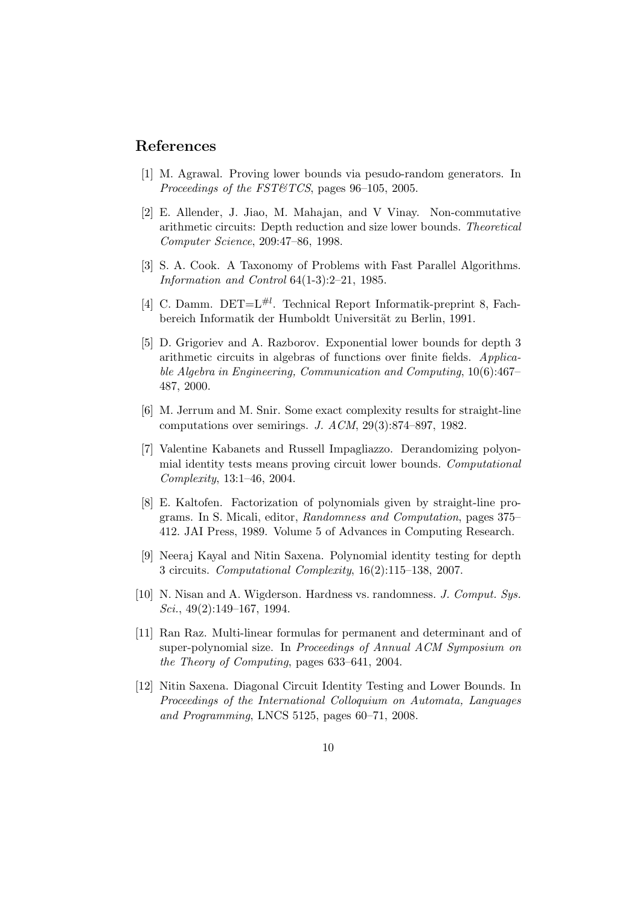## References

[1] M. Agrawal. Proving lower bounds via pesudo-random generators. In *Proceedings of the FST&TCS*, pages 96–105, 2005.

[2] E. Allender, J. Jiao, M. Mahajan, and V Vinay. Non-commutative arithmetic circuits: Depth reduction and size lower bounds. *Theoretical Computer Science*, 209:47–86, 1998.

[3] S. A. Cook. A Taxonomy of Problems with Fast Parallel Algorithms. *Information and Control* 64(1-3):2–21, 1985.

[4] C. Damm. DET=$L^{\#l}$. Technical Report Informatik-preprint 8, Fachbereich Informatik der Humboldt Universität zu Berlin, 1991.

[5] D. Grigoriev and A. Razborov. Exponential lower bounds for depth 3 arithmetic circuits in algebras of functions over finite fields. *Applicable Algebra in Engineering, Communication and Computing*, 10(6):467–487, 2000.

[6] M. Jerrum and M. Snir. Some exact complexity results for straight-line computations over semirings. *J. ACM*, 29(3):874–897, 1982.

[7] Valentine Kabanets and Russell Impagliazzo. Derandomizing polyonmial identity tests means proving circuit lower bounds. *Computational Complexity*, 13:1–46, 2004.

[8] E. Kaltofen. Factorization of polynomials given by straight-line programs. In S. Micali, editor, *Randomness and Computation*, pages 375–412. JAI Press, 1989. Volume 5 of Advances in Computing Research.

[9] Neeraj Kayal and Nitin Saxena. Polynomial identity testing for depth 3 circuits. *Computational Complexity*, 16(2):115–138, 2007.

[10] N. Nisan and A. Wigderson. Hardness vs. randomness. *J. Comput. Sys. Sci.*, 49(2):149–167, 1994.

[11] Ran Raz. Multi-linear formulas for permanent and determinant and of super-polynomial size. In *Proceedings of Annual ACM Symposium on the Theory of Computing*, pages 633–641, 2004.

[12] Nitin Saxena. Diagonal Circuit Identity Testing and Lower Bounds. In *Proceedings of the International Colloquium on Automata, Languages and Programming*, LNCS 5125, pages 60–71, 2008.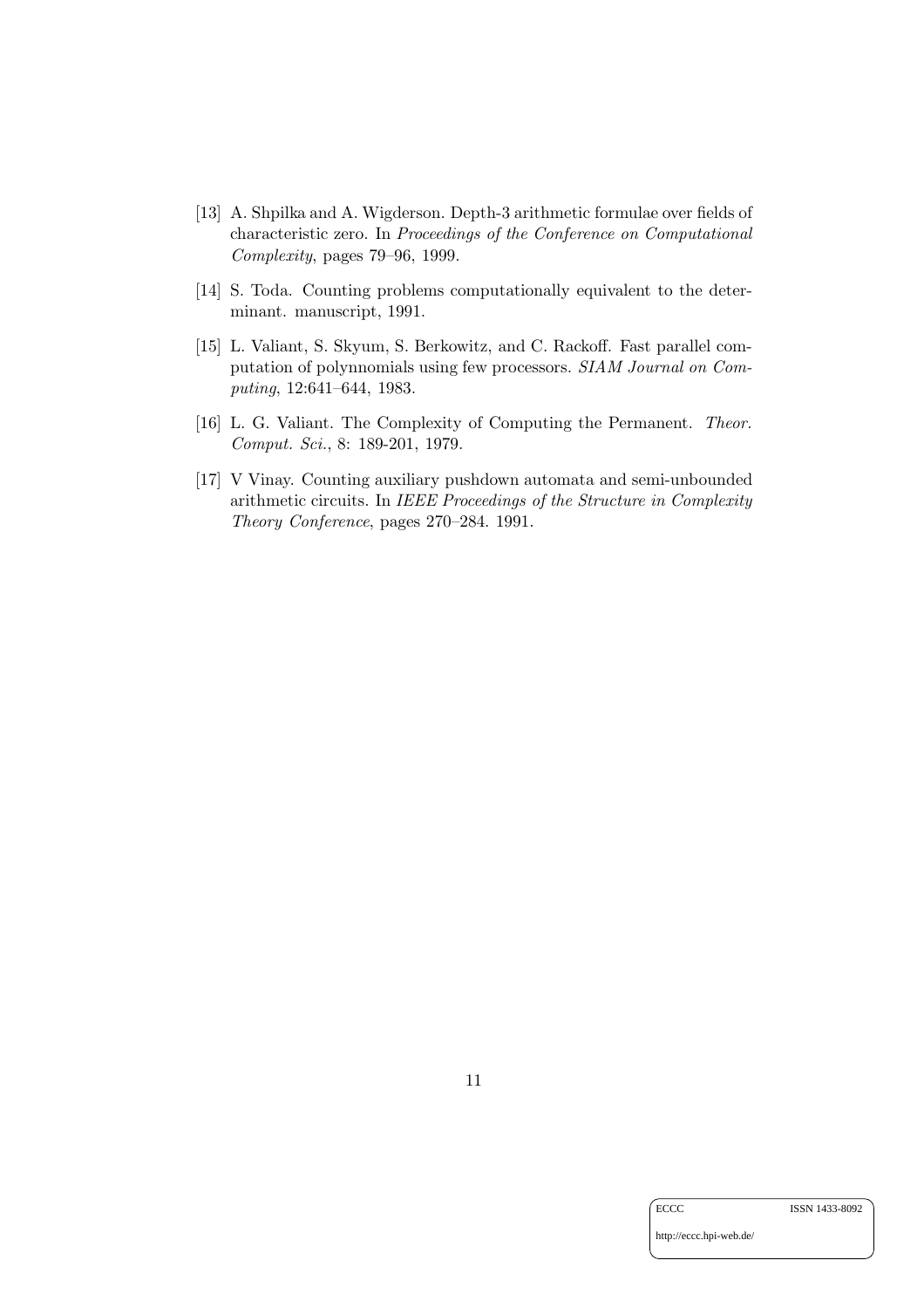[13] A. Shpilka and A. Wigderson. Depth-3 arithmetic formulae over fields of characteristic zero. In *Proceedings of the Conference on Computational Complexity*, pages 79–96, 1999.

[14] S. Toda. Counting problems computationally equivalent to the determinant. manuscript, 1991.

[15] L. Valiant, S. Skyum, S. Berkowitz, and C. Rackoff. Fast parallel computation of polynnomials using few processors. *SIAM Journal on Computing*, 12:641–644, 1983.

[16] L. G. Valiant. The Complexity of Computing the Permanent. *Theor. Comput. Sci.*, 8: 189-201, 1979.

[17] V Vinay. Counting auxiliary pushdown automata and semi-unbounded arithmetic circuits. In *IEEE Proceedings of the Structure in Complexity Theory Conference*, pages 270–284. 1991.

ECCC ISSN 1433-8092

http://eccc.hpi-web.de/